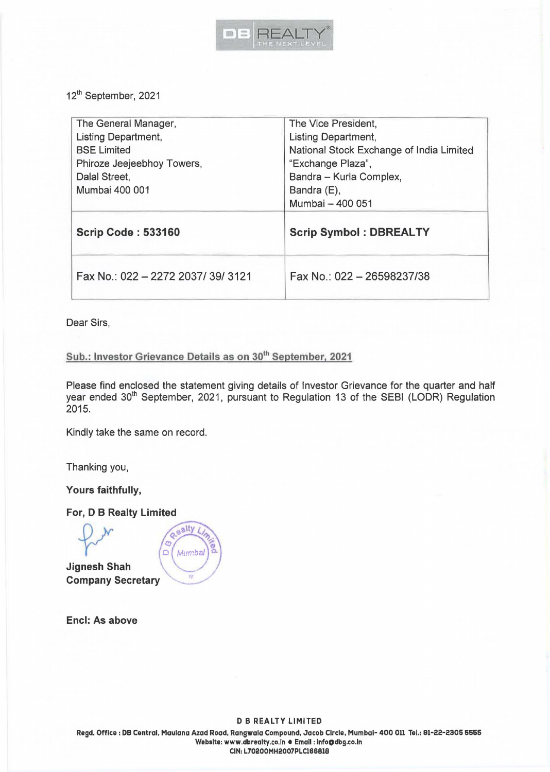12th September, 2021

| The General Manager,<br>Listing Department,<br>BSE Limited<br>Phiroze Jeejeebhoy Towers,<br>Dalal Street,<br>Mumbai 400 001 | The Vice President,<br>Listing Department,<br>National Stock Exchange of India Limited<br>"Exchange Plaza",<br>Bandra – Kurla Complex,<br>Bandra (E),<br>Mumbai – 400 051 |
|---|---|
| **Scrip Code : 533160** | **Scrip Symbol : DBREALTY** |
| Fax No.: 022 – 2272 2037/ 39/ 3121 | Fax No.: 022 – 26598237/38 |

Dear Sirs,

**Sub.: Investor Grievance Details as on 30th September, 2021**

Please find enclosed the statement giving details of Investor Grievance for the quarter and half year ended 30th September, 2021, pursuant to Regulation 13 of the SEBI (LODR) Regulation 2015.

Kindly take the same on record.

Thanking you,

**Yours faithfully,**

**For, D B Realty Limited**

**Jignesh Shah**
**Company Secretary**

**Encl: As above**

**D B REALTY LIMITED**
**Regd. Office : DB Central, Maulana Azad Road, Rangwala Compound, Jacob Circle, Mumbai- 400 011 Tel.: 91-22-2305 5555**
**Website: www.dbrealty.co.in • Email : info@dbg.co.in**
**CIN: L70200MH2007PLC166818**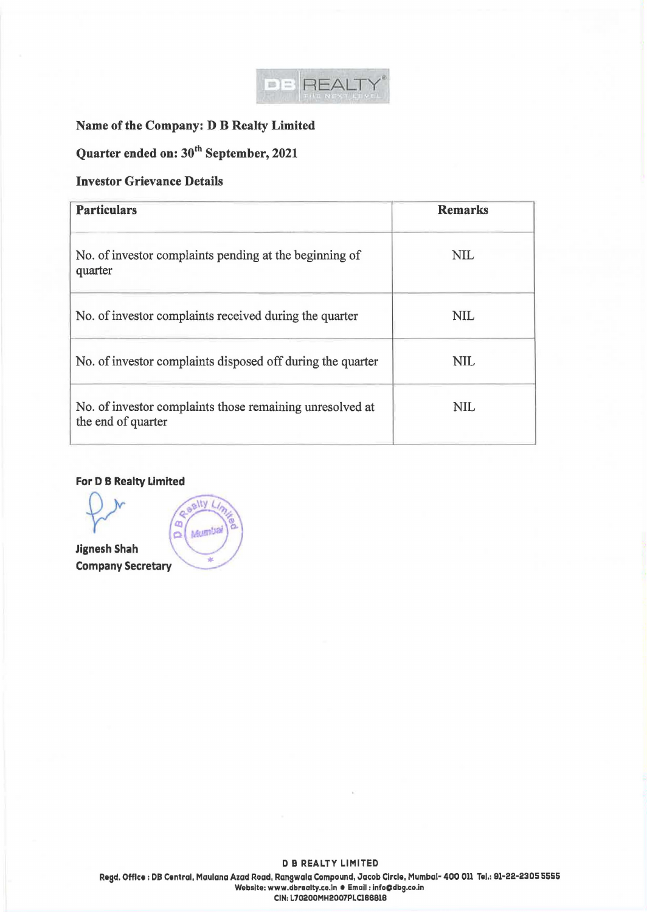**Name of the Company: D B Realty Limited**

**Quarter ended on: 30th September, 2021**

**Investor Grievance Details**

| Particulars | Remarks |
|---|---|
| No. of investor complaints pending at the beginning of quarter | NIL |
| No. of investor complaints received during the quarter | NIL |
| No. of investor complaints disposed off during the quarter | NIL |
| No. of investor complaints those remaining unresolved at the end of quarter | NIL |

**For D B Realty Limited**

**Jignesh Shah**
**Company Secretary**

D B REALTY LIMITED
Regd. Office : DB Central, Maulana Azad Road, Rangwala Compound, Jacob Circle, Mumbai- 400 011 Tel.: 91-22-2305 5555
Website: www.dbrealty.co.in • Email : info@dbg.co.in
CIN: L70200MH2007PLC166818